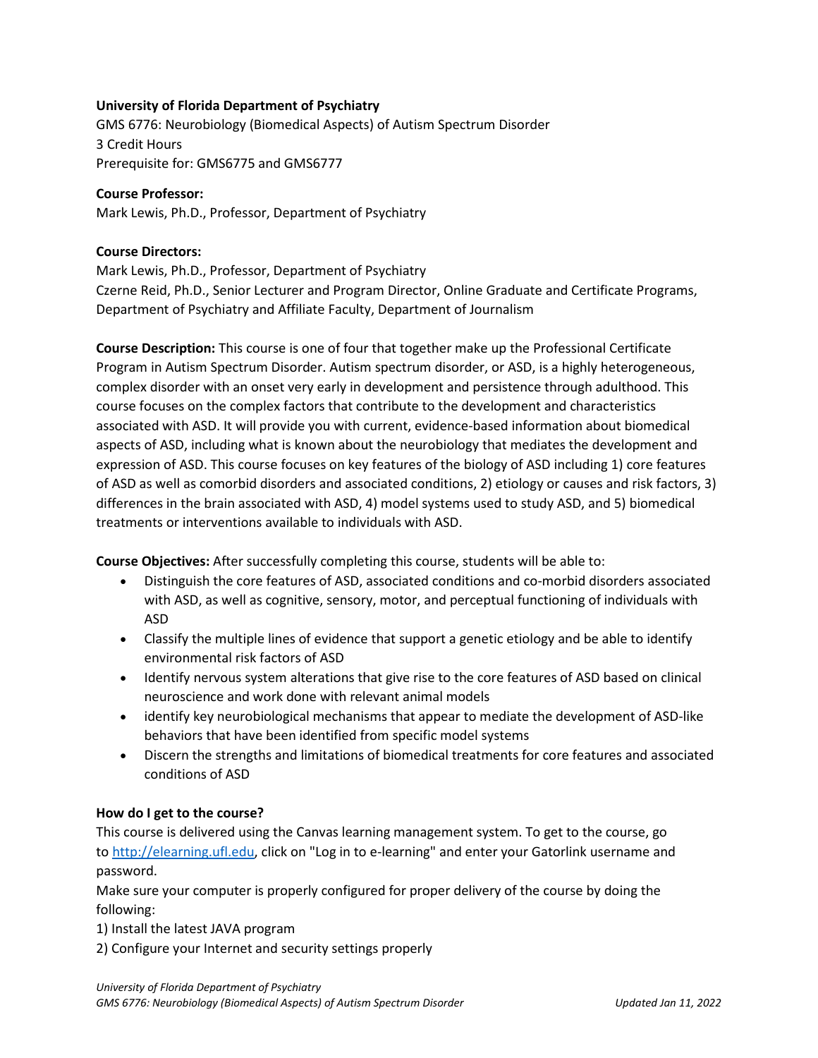**University of Florida Department of Psychiatry**
GMS 6776: Neurobiology (Biomedical Aspects) of Autism Spectrum Disorder
3 Credit Hours
Prerequisite for: GMS6775 and GMS6777

**Course Professor:**
Mark Lewis, Ph.D., Professor, Department of Psychiatry

**Course Directors:**
Mark Lewis, Ph.D., Professor, Department of Psychiatry
Czerne Reid, Ph.D., Senior Lecturer and Program Director, Online Graduate and Certificate Programs, Department of Psychiatry and Affiliate Faculty, Department of Journalism

**Course Description:** This course is one of four that together make up the Professional Certificate Program in Autism Spectrum Disorder. Autism spectrum disorder, or ASD, is a highly heterogeneous, complex disorder with an onset very early in development and persistence through adulthood. This course focuses on the complex factors that contribute to the development and characteristics associated with ASD. It will provide you with current, evidence-based information about biomedical aspects of ASD, including what is known about the neurobiology that mediates the development and expression of ASD. This course focuses on key features of the biology of ASD including 1) core features of ASD as well as comorbid disorders and associated conditions, 2) etiology or causes and risk factors, 3) differences in the brain associated with ASD, 4) model systems used to study ASD, and 5) biomedical treatments or interventions available to individuals with ASD.

**Course Objectives:** After successfully completing this course, students will be able to:

- Distinguish the core features of ASD, associated conditions and co-morbid disorders associated with ASD, as well as cognitive, sensory, motor, and perceptual functioning of individuals with ASD
- Classify the multiple lines of evidence that support a genetic etiology and be able to identify environmental risk factors of ASD
- Identify nervous system alterations that give rise to the core features of ASD based on clinical neuroscience and work done with relevant animal models
- identify key neurobiological mechanisms that appear to mediate the development of ASD-like behaviors that have been identified from specific model systems
- Discern the strengths and limitations of biomedical treatments for core features and associated conditions of ASD

**How do I get to the course?**
This course is delivered using the Canvas learning management system. To get to the course, go to [http://elearning.ufl.edu](http://elearning.ufl.edu), click on "Log in to e-learning" and enter your Gatorlink username and password.
Make sure your computer is properly configured for proper delivery of the course by doing the following:
1) Install the latest JAVA program
2) Configure your Internet and security settings properly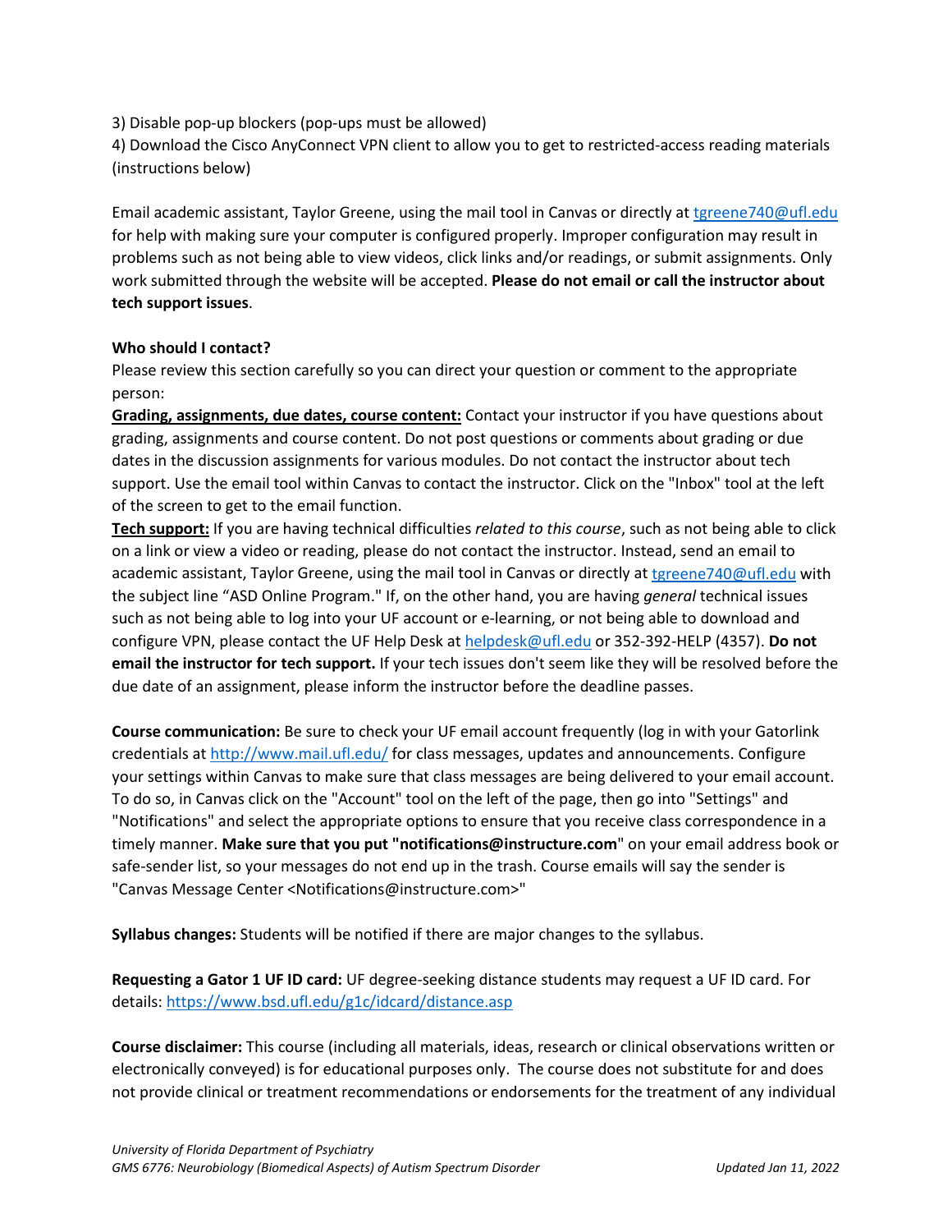3) Disable pop-up blockers (pop-ups must be allowed)

4) Download the Cisco AnyConnect VPN client to allow you to get to restricted-access reading materials (instructions below)

Email academic assistant, Taylor Greene, using the mail tool in Canvas or directly at tgreene740@ufl.edu for help with making sure your computer is configured properly. Improper configuration may result in problems such as not being able to view videos, click links and/or readings, or submit assignments. Only work submitted through the website will be accepted. **Please do not email or call the instructor about tech support issues**.

**Who should I contact?**

Please review this section carefully so you can direct your question or comment to the appropriate person:

**Grading, assignments, due dates, course content:** Contact your instructor if you have questions about grading, assignments and course content. Do not post questions or comments about grading or due dates in the discussion assignments for various modules. Do not contact the instructor about tech support. Use the email tool within Canvas to contact the instructor. Click on the "Inbox" tool at the left of the screen to get to the email function.

**Tech support:** If you are having technical difficulties *related to this course*, such as not being able to click on a link or view a video or reading, please do not contact the instructor. Instead, send an email to academic assistant, Taylor Greene, using the mail tool in Canvas or directly at tgreene740@ufl.edu with the subject line "ASD Online Program." If, on the other hand, you are having *general* technical issues such as not being able to log into your UF account or e-learning, or not being able to download and configure VPN, please contact the UF Help Desk at helpdesk@ufl.edu or 352-392-HELP (4357). **Do not email the instructor for tech support.** If your tech issues don't seem like they will be resolved before the due date of an assignment, please inform the instructor before the deadline passes.

**Course communication:** Be sure to check your UF email account frequently (log in with your Gatorlink credentials at http://www.mail.ufl.edu/ for class messages, updates and announcements. Configure your settings within Canvas to make sure that class messages are being delivered to your email account. To do so, in Canvas click on the "Account" tool on the left of the page, then go into "Settings" and "Notifications" and select the appropriate options to ensure that you receive class correspondence in a timely manner. **Make sure that you put "notifications@instructure.com**" on your email address book or safe-sender list, so your messages do not end up in the trash. Course emails will say the sender is "Canvas Message Center <Notifications@instructure.com>"

**Syllabus changes:** Students will be notified if there are major changes to the syllabus.

**Requesting a Gator 1 UF ID card:** UF degree-seeking distance students may request a UF ID card. For details: https://www.bsd.ufl.edu/g1c/idcard/distance.asp

**Course disclaimer:** This course (including all materials, ideas, research or clinical observations written or electronically conveyed) is for educational purposes only. The course does not substitute for and does not provide clinical or treatment recommendations or endorsements for the treatment of any individual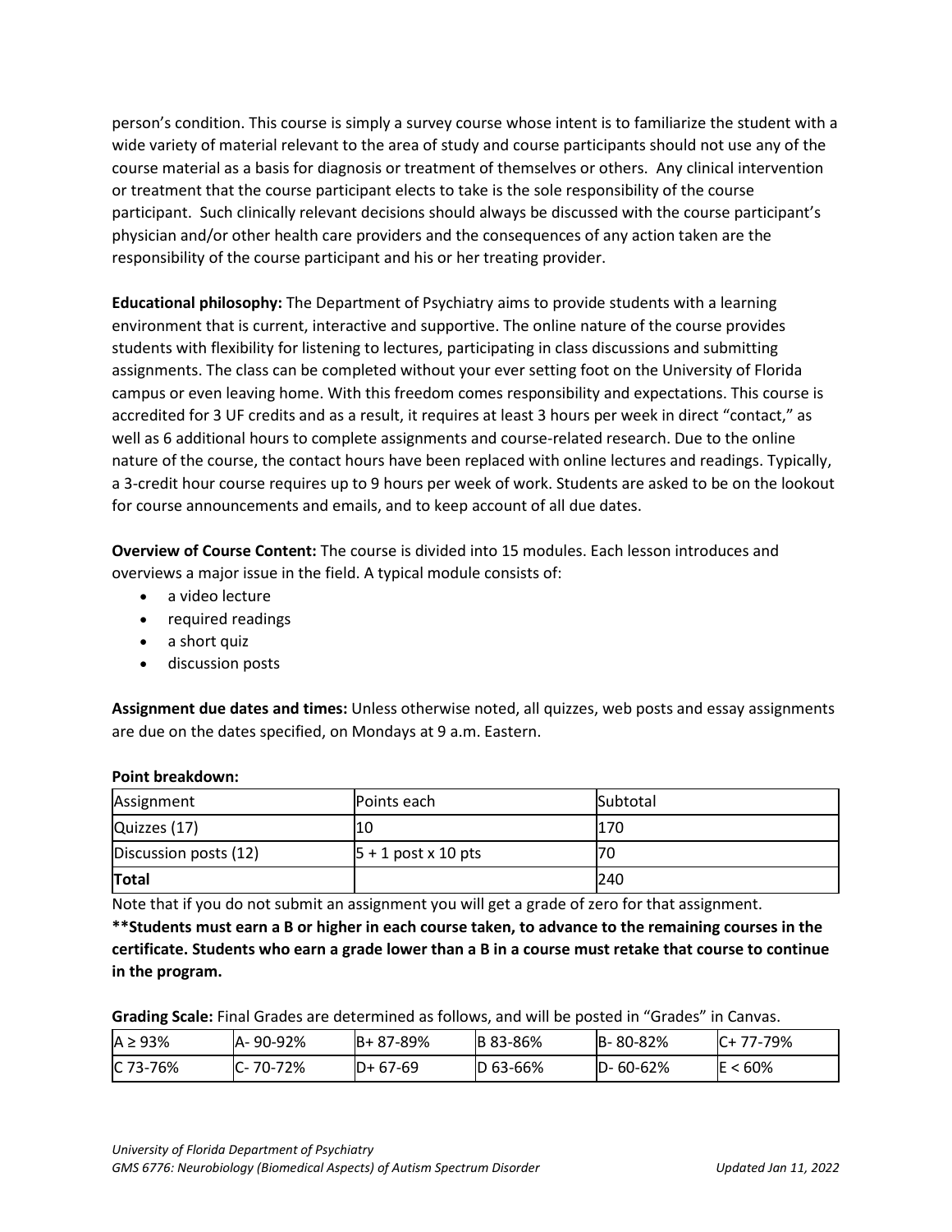person's condition. This course is simply a survey course whose intent is to familiarize the student with a wide variety of material relevant to the area of study and course participants should not use any of the course material as a basis for diagnosis or treatment of themselves or others. Any clinical intervention or treatment that the course participant elects to take is the sole responsibility of the course participant. Such clinically relevant decisions should always be discussed with the course participant's physician and/or other health care providers and the consequences of any action taken are the responsibility of the course participant and his or her treating provider.

**Educational philosophy:** The Department of Psychiatry aims to provide students with a learning environment that is current, interactive and supportive. The online nature of the course provides students with flexibility for listening to lectures, participating in class discussions and submitting assignments. The class can be completed without your ever setting foot on the University of Florida campus or even leaving home. With this freedom comes responsibility and expectations. This course is accredited for 3 UF credits and as a result, it requires at least 3 hours per week in direct "contact," as well as 6 additional hours to complete assignments and course-related research. Due to the online nature of the course, the contact hours have been replaced with online lectures and readings. Typically, a 3-credit hour course requires up to 9 hours per week of work. Students are asked to be on the lookout for course announcements and emails, and to keep account of all due dates.

**Overview of Course Content:** The course is divided into 15 modules. Each lesson introduces and overviews a major issue in the field. A typical module consists of:

- a video lecture
- required readings
- a short quiz
- discussion posts

**Assignment due dates and times:** Unless otherwise noted, all quizzes, web posts and essay assignments are due on the dates specified, on Mondays at 9 a.m. Eastern.

**Point breakdown:**

| Assignment | Points each | Subtotal |
|---|---|---|
| Quizzes (17) | 10 | 170 |
| Discussion posts (12) | 5 + 1 post x 10 pts | 70 |
| **Total** | | 240 |

Note that if you do not submit an assignment you will get a grade of zero for that assignment.

**\*\*Students must earn a B or higher in each course taken, to advance to the remaining courses in the certificate. Students who earn a grade lower than a B in a course must retake that course to continue in the program.**

**Grading Scale:** Final Grades are determined as follows, and will be posted in "Grades" in Canvas.

| A ≥ 93% | A- 90-92% | B+ 87-89% | B 83-86% | B- 80-82% | C+ 77-79% |
|---|---|---|---|---|---|
| C 73-76% | C- 70-72% | D+ 67-69 | D 63-66% | D- 60-62% | E < 60% |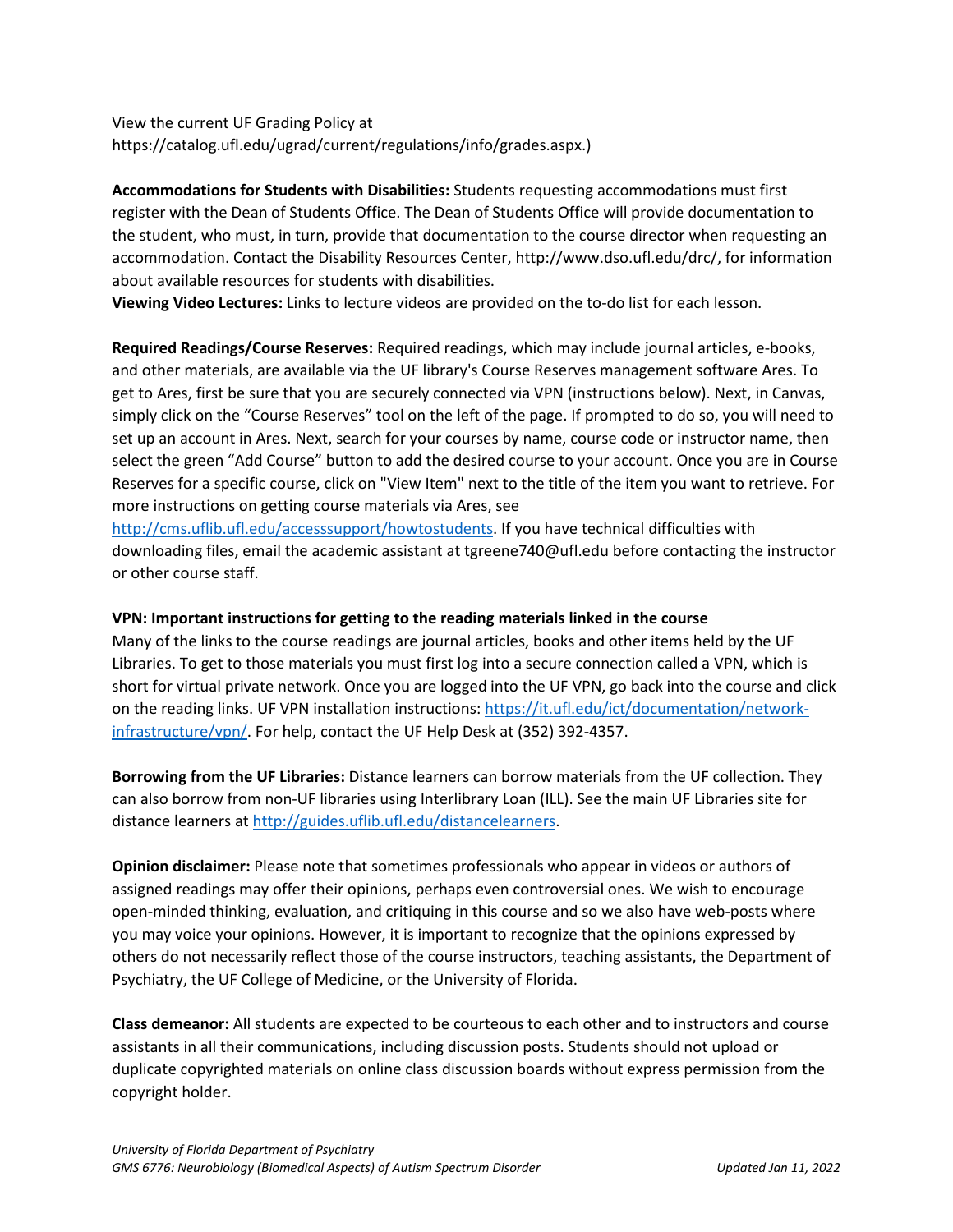View the current UF Grading Policy at https://catalog.ufl.edu/ugrad/current/regulations/info/grades.aspx.)

**Accommodations for Students with Disabilities:** Students requesting accommodations must first register with the Dean of Students Office. The Dean of Students Office will provide documentation to the student, who must, in turn, provide that documentation to the course director when requesting an accommodation. Contact the Disability Resources Center, http://www.dso.ufl.edu/drc/, for information about available resources for students with disabilities.
**Viewing Video Lectures:** Links to lecture videos are provided on the to-do list for each lesson.

**Required Readings/Course Reserves:** Required readings, which may include journal articles, e-books, and other materials, are available via the UF library's Course Reserves management software Ares. To get to Ares, first be sure that you are securely connected via VPN (instructions below). Next, in Canvas, simply click on the "Course Reserves" tool on the left of the page. If prompted to do so, you will need to set up an account in Ares. Next, search for your courses by name, course code or instructor name, then select the green "Add Course" button to add the desired course to your account. Once you are in Course Reserves for a specific course, click on "View Item" next to the title of the item you want to retrieve. For more instructions on getting course materials via Ares, see http://cms.uflib.ufl.edu/accesssupport/howtostudents. If you have technical difficulties with downloading files, email the academic assistant at tgreene740@ufl.edu before contacting the instructor or other course staff.

**VPN: Important instructions for getting to the reading materials linked in the course**
Many of the links to the course readings are journal articles, books and other items held by the UF Libraries. To get to those materials you must first log into a secure connection called a VPN, which is short for virtual private network. Once you are logged into the UF VPN, go back into the course and click on the reading links. UF VPN installation instructions: https://it.ufl.edu/ict/documentation/network-infrastructure/vpn/. For help, contact the UF Help Desk at (352) 392-4357.

**Borrowing from the UF Libraries:** Distance learners can borrow materials from the UF collection. They can also borrow from non-UF libraries using Interlibrary Loan (ILL). See the main UF Libraries site for distance learners at http://guides.uflib.ufl.edu/distancelearners.

**Opinion disclaimer:** Please note that sometimes professionals who appear in videos or authors of assigned readings may offer their opinions, perhaps even controversial ones. We wish to encourage open-minded thinking, evaluation, and critiquing in this course and so we also have web-posts where you may voice your opinions. However, it is important to recognize that the opinions expressed by others do not necessarily reflect those of the course instructors, teaching assistants, the Department of Psychiatry, the UF College of Medicine, or the University of Florida.

**Class demeanor:** All students are expected to be courteous to each other and to instructors and course assistants in all their communications, including discussion posts. Students should not upload or duplicate copyrighted materials on online class discussion boards without express permission from the copyright holder.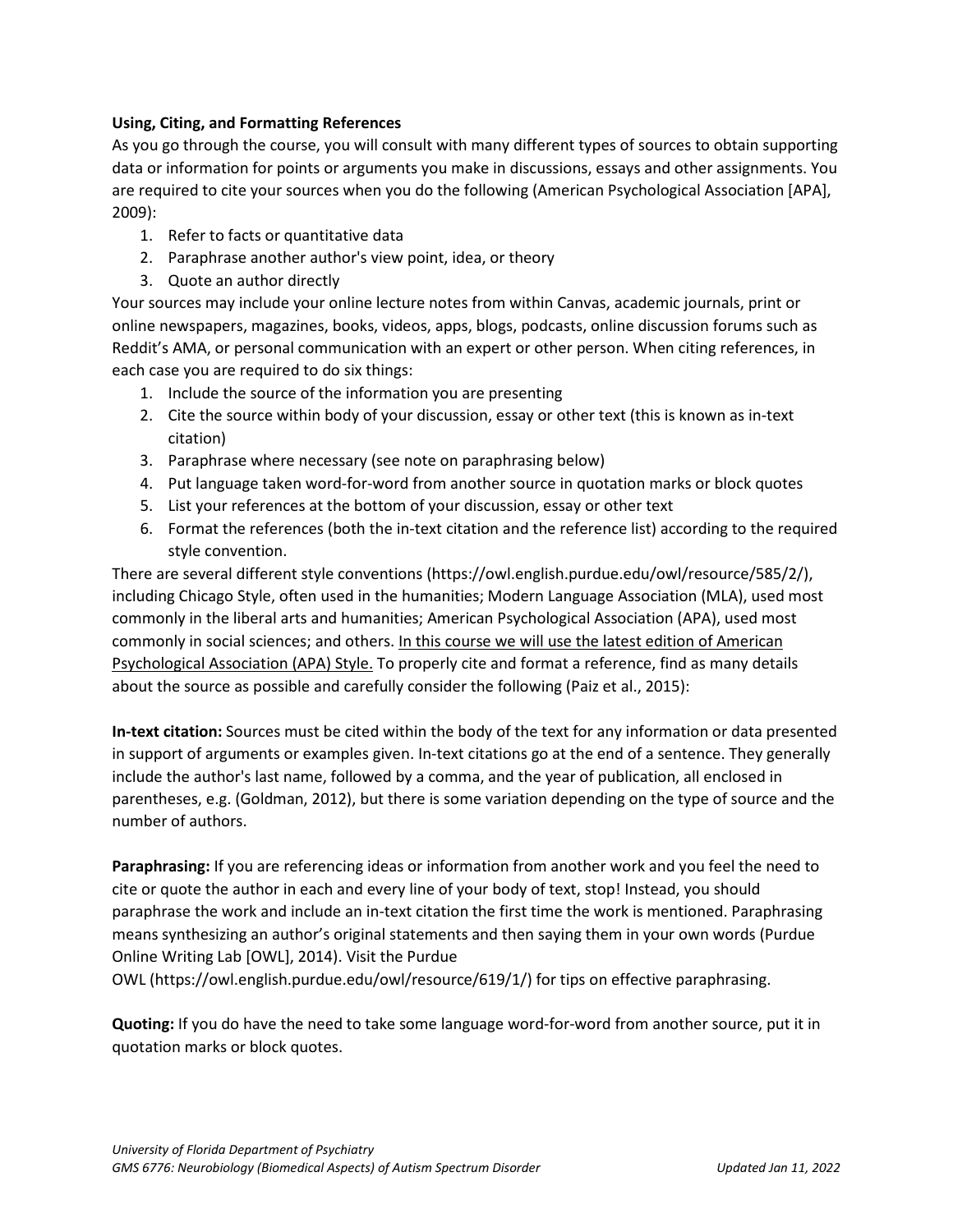**Using, Citing, and Formatting References**

As you go through the course, you will consult with many different types of sources to obtain supporting data or information for points or arguments you make in discussions, essays and other assignments. You are required to cite your sources when you do the following (American Psychological Association [APA], 2009):

1. Refer to facts or quantitative data
2. Paraphrase another author's view point, idea, or theory
3. Quote an author directly

Your sources may include your online lecture notes from within Canvas, academic journals, print or online newspapers, magazines, books, videos, apps, blogs, podcasts, online discussion forums such as Reddit's AMA, or personal communication with an expert or other person. When citing references, in each case you are required to do six things:

1. Include the source of the information you are presenting
2. Cite the source within body of your discussion, essay or other text (this is known as in-text citation)
3. Paraphrase where necessary (see note on paraphrasing below)
4. Put language taken word-for-word from another source in quotation marks or block quotes
5. List your references at the bottom of your discussion, essay or other text
6. Format the references (both the in-text citation and the reference list) according to the required style convention.

There are several different style conventions (https://owl.english.purdue.edu/owl/resource/585/2/), including Chicago Style, often used in the humanities; Modern Language Association (MLA), used most commonly in the liberal arts and humanities; American Psychological Association (APA), used most commonly in social sciences; and others. <u>In this course we will use the latest edition of American Psychological Association (APA) Style.</u> To properly cite and format a reference, find as many details about the source as possible and carefully consider the following (Paiz et al., 2015):

**In-text citation:** Sources must be cited within the body of the text for any information or data presented in support of arguments or examples given. In-text citations go at the end of a sentence. They generally include the author's last name, followed by a comma, and the year of publication, all enclosed in parentheses, e.g. (Goldman, 2012), but there is some variation depending on the type of source and the number of authors.

**Paraphrasing:** If you are referencing ideas or information from another work and you feel the need to cite or quote the author in each and every line of your body of text, stop! Instead, you should paraphrase the work and include an in-text citation the first time the work is mentioned. Paraphrasing means synthesizing an author's original statements and then saying them in your own words (Purdue Online Writing Lab [OWL], 2014). Visit the Purdue OWL (https://owl.english.purdue.edu/owl/resource/619/1/) for tips on effective paraphrasing.

**Quoting:** If you do have the need to take some language word-for-word from another source, put it in quotation marks or block quotes.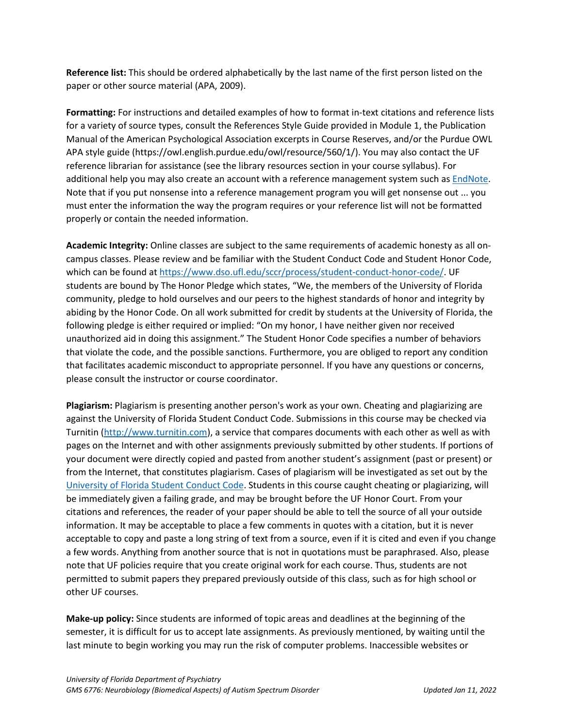**Reference list:** This should be ordered alphabetically by the last name of the first person listed on the paper or other source material (APA, 2009).

**Formatting:** For instructions and detailed examples of how to format in-text citations and reference lists for a variety of source types, consult the References Style Guide provided in Module 1, the Publication Manual of the American Psychological Association excerpts in Course Reserves, and/or the Purdue OWL APA style guide (https://owl.english.purdue.edu/owl/resource/560/1/). You may also contact the UF reference librarian for assistance (see the library resources section in your course syllabus). For additional help you may also create an account with a reference management system such as [EndNote](). Note that if you put nonsense into a reference management program you will get nonsense out ... you must enter the information the way the program requires or your reference list will not be formatted properly or contain the needed information.

**Academic Integrity:** Online classes are subject to the same requirements of academic honesty as all on-campus classes. Please review and be familiar with the Student Conduct Code and Student Honor Code, which can be found at https://www.dso.ufl.edu/sccr/process/student-conduct-honor-code/. UF students are bound by The Honor Pledge which states, "We, the members of the University of Florida community, pledge to hold ourselves and our peers to the highest standards of honor and integrity by abiding by the Honor Code. On all work submitted for credit by students at the University of Florida, the following pledge is either required or implied: "On my honor, I have neither given nor received unauthorized aid in doing this assignment." The Student Honor Code specifies a number of behaviors that violate the code, and the possible sanctions. Furthermore, you are obliged to report any condition that facilitates academic misconduct to appropriate personnel. If you have any questions or concerns, please consult the instructor or course coordinator.

**Plagiarism:** Plagiarism is presenting another person's work as your own. Cheating and plagiarizing are against the University of Florida Student Conduct Code. Submissions in this course may be checked via Turnitin (http://www.turnitin.com), a service that compares documents with each other as well as with pages on the Internet and with other assignments previously submitted by other students. If portions of your document were directly copied and pasted from another student's assignment (past or present) or from the Internet, that constitutes plagiarism. Cases of plagiarism will be investigated as set out by the [University of Florida Student Conduct Code](). Students in this course caught cheating or plagiarizing, will be immediately given a failing grade, and may be brought before the UF Honor Court. From your citations and references, the reader of your paper should be able to tell the source of all your outside information. It may be acceptable to place a few comments in quotes with a citation, but it is never acceptable to copy and paste a long string of text from a source, even if it is cited and even if you change a few words. Anything from another source that is not in quotations must be paraphrased. Also, please note that UF policies require that you create original work for each course. Thus, students are not permitted to submit papers they prepared previously outside of this class, such as for high school or other UF courses.

**Make-up policy:** Since students are informed of topic areas and deadlines at the beginning of the semester, it is difficult for us to accept late assignments. As previously mentioned, by waiting until the last minute to begin working you may run the risk of computer problems. Inaccessible websites or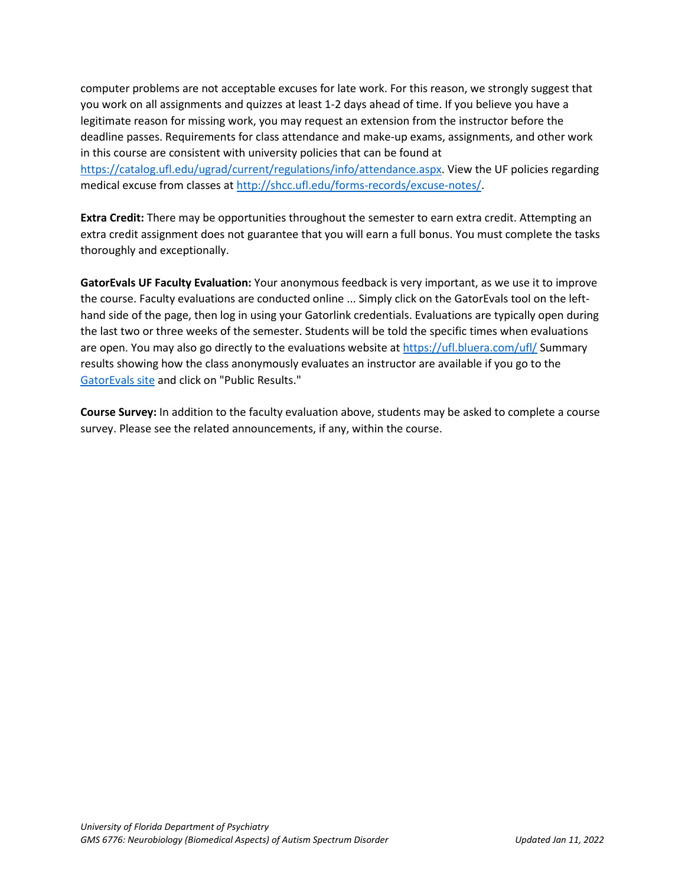computer problems are not acceptable excuses for late work. For this reason, we strongly suggest that you work on all assignments and quizzes at least 1-2 days ahead of time. If you believe you have a legitimate reason for missing work, you may request an extension from the instructor before the deadline passes. Requirements for class attendance and make-up exams, assignments, and other work in this course are consistent with university policies that can be found at https://catalog.ufl.edu/ugrad/current/regulations/info/attendance.aspx. View the UF policies regarding medical excuse from classes at http://shcc.ufl.edu/forms-records/excuse-notes/.

**Extra Credit:** There may be opportunities throughout the semester to earn extra credit. Attempting an extra credit assignment does not guarantee that you will earn a full bonus. You must complete the tasks thoroughly and exceptionally.

**GatorEvals UF Faculty Evaluation:** Your anonymous feedback is very important, as we use it to improve the course. Faculty evaluations are conducted online ... Simply click on the GatorEvals tool on the left-hand side of the page, then log in using your Gatorlink credentials. Evaluations are typically open during the last two or three weeks of the semester. Students will be told the specific times when evaluations are open. You may also go directly to the evaluations website at https://ufl.bluera.com/ufl/ Summary results showing how the class anonymously evaluates an instructor are available if you go to the GatorEvals site and click on "Public Results."

**Course Survey:** In addition to the faculty evaluation above, students may be asked to complete a course survey. Please see the related announcements, if any, within the course.